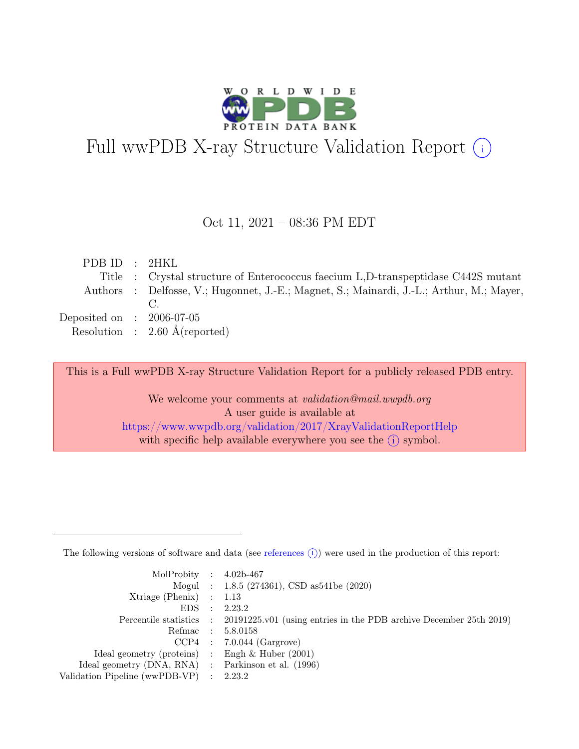# Full wwPDB X-ray Structure Validation Report (i)

Oct 11, 2021 – 08:36 PM EDT

| | | |
|---|---|---|
| PDB ID | : | 2HKL |
| Title | : | Crystal structure of Enterococcus faecium L,D-transpeptidase C442S mutant |
| Authors | : | Delfosse, V.; Hugonnet, J.-E.; Magnet, S.; Mainardi, J.-L.; Arthur, M.; Mayer, C. |
| Deposited on | : | 2006-07-05 |
| Resolution | : | 2.60 Å(reported) |

This is a Full wwPDB X-ray Structure Validation Report for a publicly released PDB entry.

We welcome your comments at *validation@mail.wwpdb.org*
A user guide is available at
https://www.wwpdb.org/validation/2017/XrayValidationReportHelp
with specific help available everywhere you see the (i) symbol.

---

The following versions of software and data (see references (i)) were used in the production of this report:

| | | |
|---|---|---|
| MolProbity | : | 4.02b-467 |
| Mogul | : | 1.8.5 (274361), CSD as541be (2020) |
| Xtriage (Phenix) | : | 1.13 |
| EDS | : | 2.23.2 |
| Percentile statistics | : | 20191225.v01 (using entries in the PDB archive December 25th 2019) |
| Refmac | : | 5.8.0158 |
| CCP4 | : | 7.0.044 (Gargrove) |
| Ideal geometry (proteins) | : | Engh & Huber (2001) |
| Ideal geometry (DNA, RNA) | : | Parkinson et al. (1996) |
| Validation Pipeline (wwPDB-VP) | : | 2.23.2 |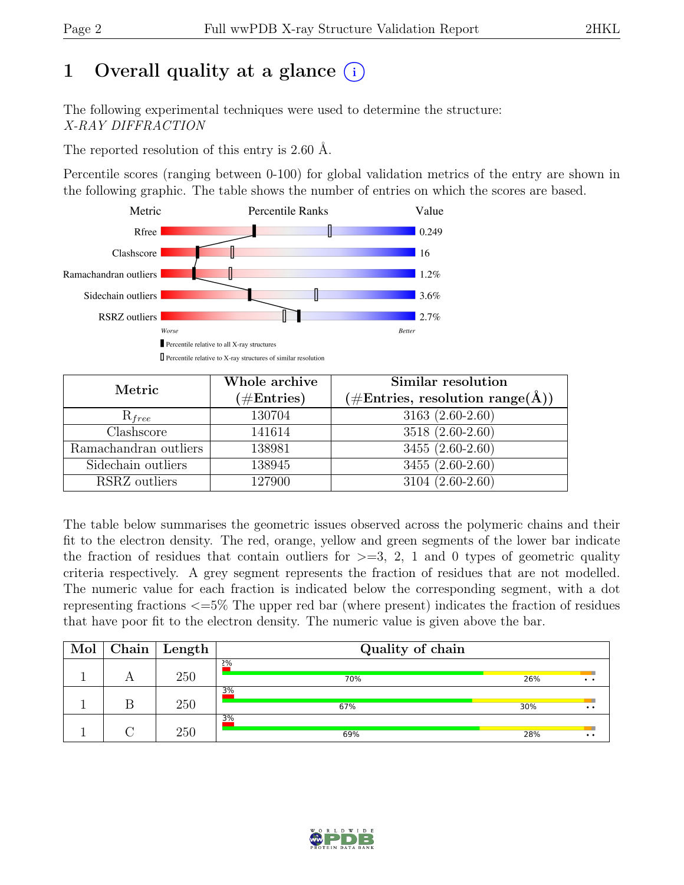# 1 Overall quality at a glance

The following experimental techniques were used to determine the structure:
*X-RAY DIFFRACTION*

The reported resolution of this entry is 2.60 Å.

Percentile scores (ranging between 0-100) for global validation metrics of the entry are shown in the following graphic. The table shows the number of entries on which the scores are based.

| Metric | Value |
|---|---|
| Rfree | 0.249 |
| Clashscore | 16 |
| Ramachandran outliers | 1.2% |
| Sidechain outliers | 3.6% |
| RSRZ outliers | 2.7% |

Worse — Better

Percentile relative to all X-ray structures

Percentile relative to X-ray structures of similar resolution

| Metric | Whole archive (#Entries) | Similar resolution (#Entries, resolution range(Å)) |
|---|---|---|
| $R_{free}$ | 130704 | 3163 (2.60-2.60) |
| Clashscore | 141614 | 3518 (2.60-2.60) |
| Ramachandran outliers | 138981 | 3455 (2.60-2.60) |
| Sidechain outliers | 138945 | 3455 (2.60-2.60) |
| RSRZ outliers | 127900 | 3104 (2.60-2.60) |

The table below summarises the geometric issues observed across the polymeric chains and their fit to the electron density. The red, orange, yellow and green segments of the lower bar indicate the fraction of residues that contain outliers for >=3, 2, 1 and 0 types of geometric quality criteria respectively. A grey segment represents the fraction of residues that are not modelled. The numeric value for each fraction is indicated below the corresponding segment, with a dot representing fractions <=5% The upper red bar (where present) indicates the fraction of residues that have poor fit to the electron density. The numeric value is given above the bar.

| Mol | Chain | Length | Quality of chain |
|---|---|---|---|
| 1 | A | 250 | 2%; 70%; 26%; • • |
| 1 | B | 250 | 3%; 67%; 30%; • • |
| 1 | C | 250 | 3%; 69%; 28%; • • |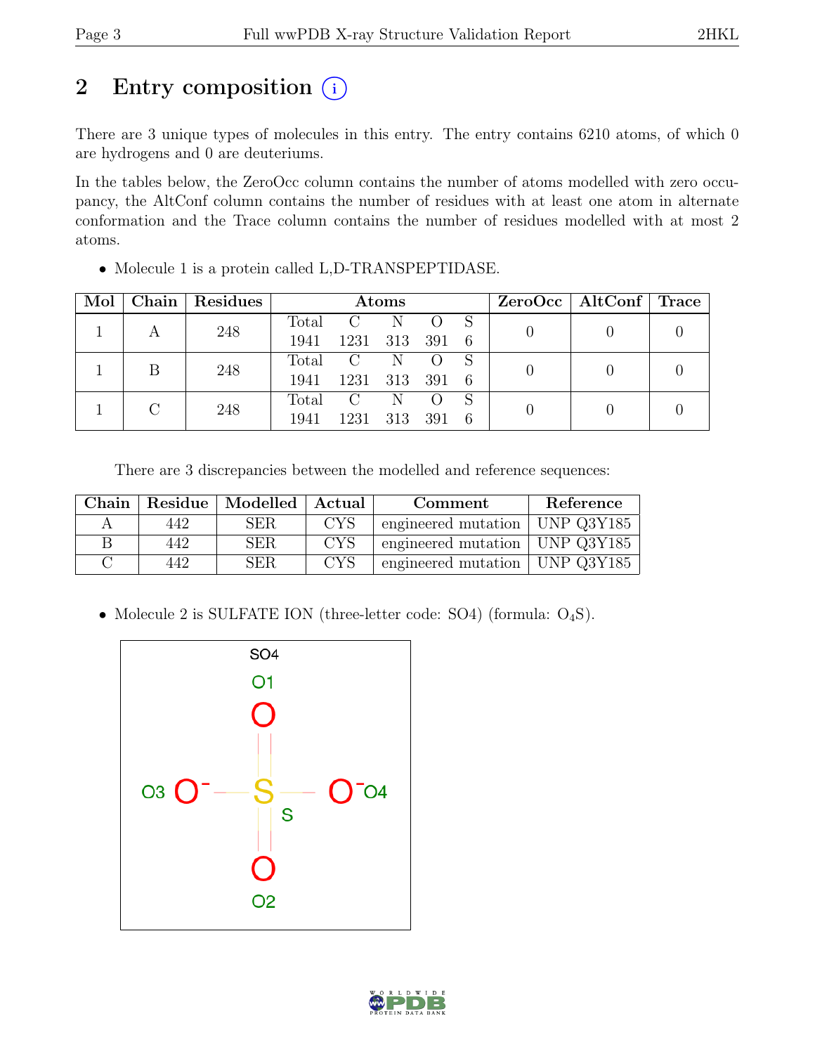# 2 Entry composition (i)

There are 3 unique types of molecules in this entry. The entry contains 6210 atoms, of which 0 are hydrogens and 0 are deuteriums.

In the tables below, the ZeroOcc column contains the number of atoms modelled with zero occupancy, the AltConf column contains the number of residues with at least one atom in alternate conformation and the Trace column contains the number of residues modelled with at most 2 atoms.

- Molecule 1 is a protein called L,D-TRANSPEPTIDASE.

| Mol | Chain | Residues | Atoms | | | | | ZeroOcc | AltConf | Trace |
|---|---|---|---|---|---|---|---|---|---|---|
| 1 | A | 248 | Total 1941 | C 1231 | N 313 | O 391 | S 6 | 0 | 0 | 0 |
| 1 | B | 248 | Total 1941 | C 1231 | N 313 | O 391 | S 6 | 0 | 0 | 0 |
| 1 | C | 248 | Total 1941 | C 1231 | N 313 | O 391 | S 6 | 0 | 0 | 0 |

There are 3 discrepancies between the modelled and reference sequences:

| Chain | Residue | Modelled | Actual | Comment | Reference |
|---|---|---|---|---|---|
| A | 442 | SER | CYS | engineered mutation | UNP Q3Y185 |
| B | 442 | SER | CYS | engineered mutation | UNP Q3Y185 |
| C | 442 | SER | CYS | engineered mutation | UNP Q3Y185 |

- Molecule 2 is SULFATE ION (three-letter code: SO4) (formula: $O_4S$).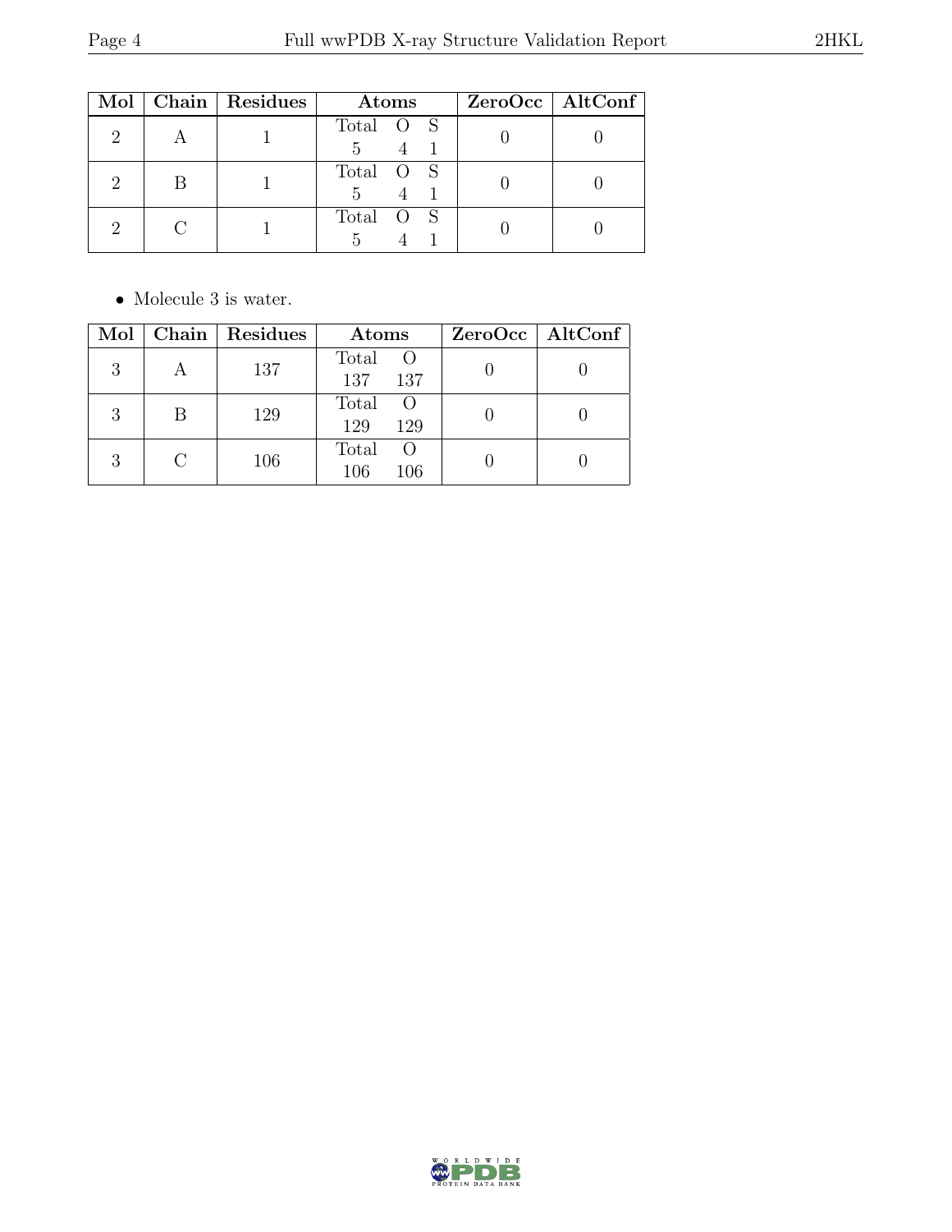| Mol | Chain | Residues | Atoms | | | ZeroOcc | AltConf |
|---|---|---|---|---|---|---|---|
| | | | Total | O | S | | |
| 2 | A | 1 | 5 | 4 | 1 | 0 | 0 |
| 2 | B | 1 | 5 | 4 | 1 | 0 | 0 |
| 2 | C | 1 | 5 | 4 | 1 | 0 | 0 |

- Molecule 3 is water.

| Mol | Chain | Residues | Atoms | | ZeroOcc | AltConf |
|---|---|---|---|---|---|---|
| | | | Total | O | | |
| 3 | A | 137 | 137 | 137 | 0 | 0 |
| 3 | B | 129 | 129 | 129 | 0 | 0 |
| 3 | C | 106 | 106 | 106 | 0 | 0 |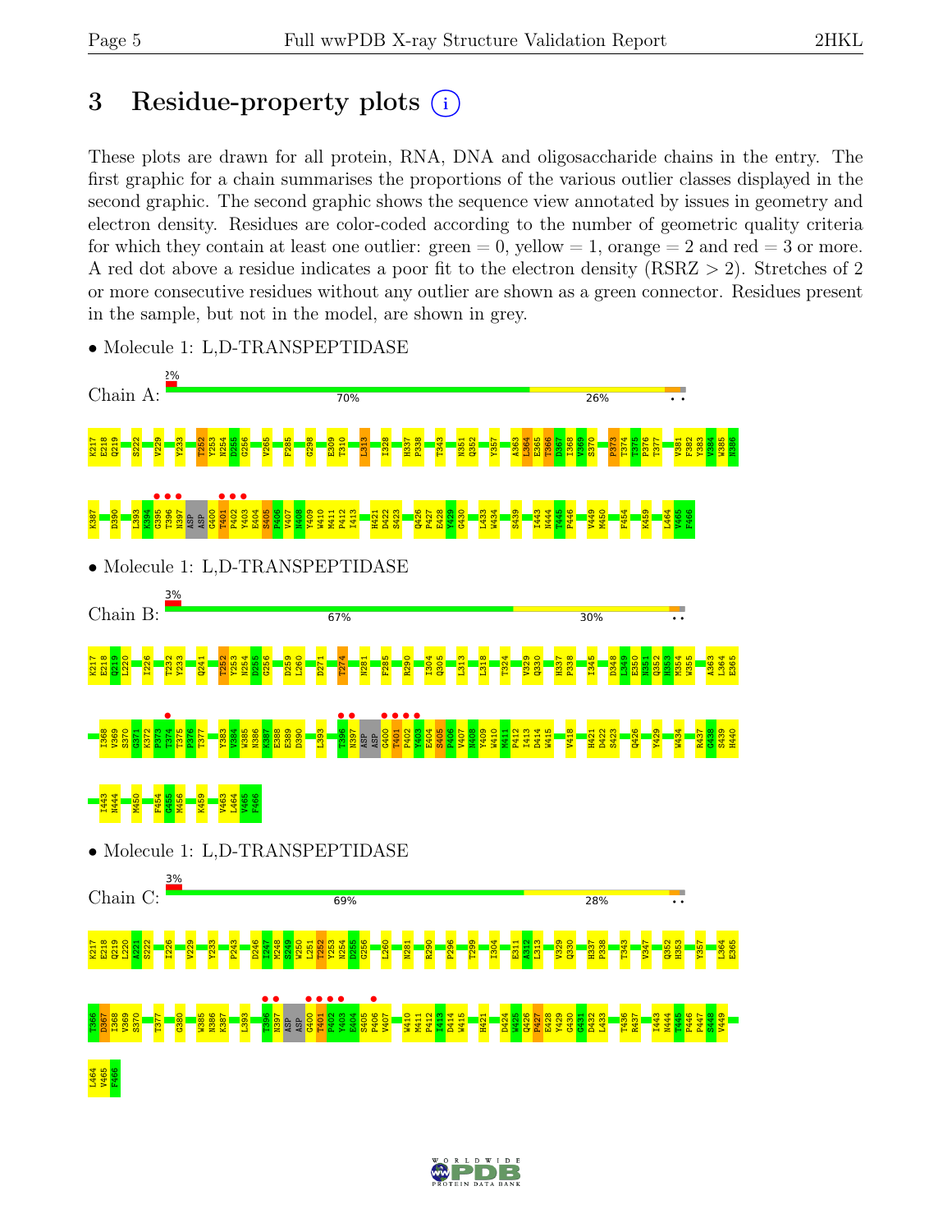# 3 Residue-property plots

These plots are drawn for all protein, RNA, DNA and oligosaccharide chains in the entry. The first graphic for a chain summarises the proportions of the various outlier classes displayed in the second graphic. The second graphic shows the sequence view annotated by issues in geometry and electron density. Residues are color-coded according to the number of geometric quality criteria for which they contain at least one outlier: green = 0, yellow = 1, orange = 2 and red = 3 or more. A red dot above a residue indicates a poor fit to the electron density (RSRZ > 2). Stretches of 2 or more consecutive residues without any outlier are shown as a green connector. Residues present in the sample, but not in the model, are shown in grey.

- Molecule 1: L,D-TRANSPEPTIDASE

Chain A: 2% | 70% | 26% | • •

K217 E218 Q219 S222 V229 Y233 T252 Y253 N254 D255 G256 V265 F285 G298 E309 T310 L313 I328 H337 P338 T343 N351 Q352 Y357 A363 L364 E365 T366 D367 I368 V369 S370 P373 T374 T375 P376 T377 V381 F382 Y383 V384 W385 N386 K387 D390 L393 K394 G395 T396 N397 ASP ASP G400 T401 P402 Y403 E404 S405 P406 V407 W408 Y409 W410 M411 P412 I413 H421 D422 S423 Q426 P427 E428 Y429 G430 L433 W434 S439 I443 N444 T445 P446 V449 M450 F454 K459 L464 V465 F466

- Molecule 1: L,D-TRANSPEPTIDASE

Chain B: 3% | 67% | 30% | • •

K217 E218 Q219 L220 I226 T232 Y233 Q241 T252 Y253 N254 D255 G256 D259 L260 D271 T274 N281 F285 R290 I304 Q305 L313 L318 T324 V329 Q330 H337 P338 I345 D348 L349 E350 N351 Q352 H353 M354 W355 A363 L364 E365 I368 V369 S370 G371 K372 P373 T374 T375 P376 T377 Y383 V384 W385 N386 K387 E388 E389 D390 L393 T396 N397 ASP ASP G400 T401 P402 Y403 E404 S405 P406 V407 W408 Y409 W410 M411 P412 I413 D414 W415 V418 H421 D422 S423 Q426 Y429 W434 R437 G438 S439 H440 I443 N444 M450 F454 G455 M456 K459 V463 L464 V465 F466

- Molecule 1: L,D-TRANSPEPTIDASE

Chain C: 3% | 69% | 28% | • •

K217 E218 Q219 L220 A221 S222 I226 V229 Y233 P243 D246 I247 M248 S249 W250 L251 T252 Y253 N254 D255 G256 L260 N281 R290 P296 T299 I304 E311 A312 L313 V329 Q330 H337 P338 T343 V347 Q352 H353 Y357 L364 E365 T366 D367 I368 V369 S370 T377 G380 W385 N386 K387 L393 T396 N397 ASP ASP G400 T401 P402 Y403 E404 S405 P406 V407 W410 M411 P412 I413 D414 W416 H421 D424 V425 Q426 P427 E428 Y429 G430 G431 D432 L433 T436 R437 I443 N444 T445 P446 P447 S448 V449 L464 V465 F466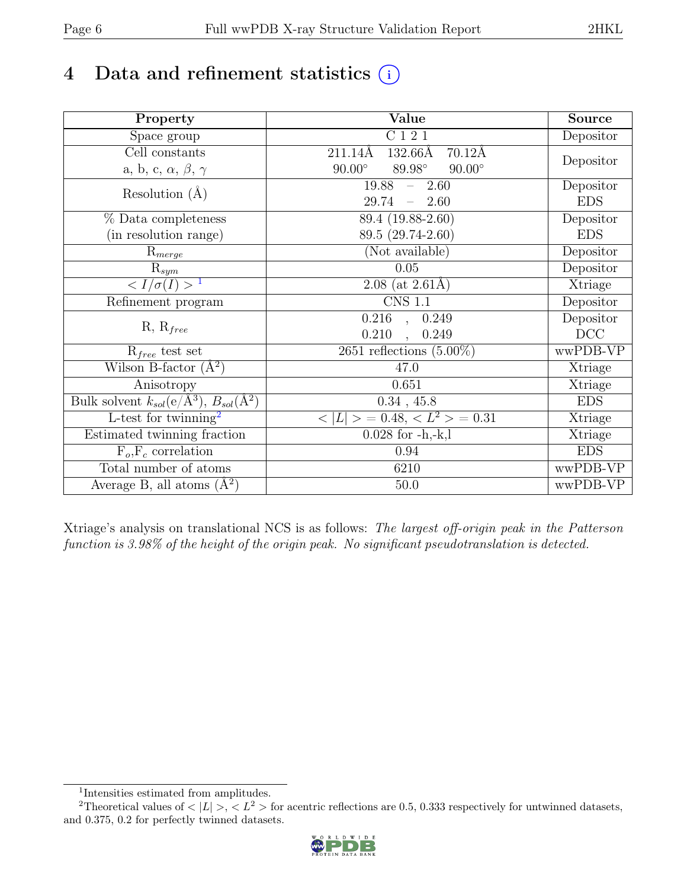# 4 Data and refinement statistics

| Property | Value | Source |
|---|---|---|
| Space group | C 1 2 1 | Depositor |
| Cell constants<br>a, b, c, $\alpha$, $\beta$, $\gamma$ | 211.14Å 132.66Å 70.12Å<br>90.00° 89.98° 90.00° | Depositor |
| Resolution (Å) | 19.88 – 2.60<br>29.74 – 2.60 | Depositor<br>EDS |
| % Data completeness<br>(in resolution range) | 89.4 (19.88-2.60)<br>89.5 (29.74-2.60) | Depositor<br>EDS |
| $R_{merge}$ | (Not available) | Depositor |
| $R_{sym}$ | 0.05 | Depositor |
| $< I/\sigma(I) >$ [1] | 2.08 (at 2.61Å) | Xtriage |
| Refinement program | CNS 1.1 | Depositor |
| R, $R_{free}$ | 0.216 , 0.249<br>0.210 , 0.249 | Depositor<br>DCC |
| $R_{free}$ test set | 2651 reflections (5.00%) | wwPDB-VP |
| Wilson B-factor (Å$^2$) | 47.0 | Xtriage |
| Anisotropy | 0.651 | Xtriage |
| Bulk solvent $k_{sol}$(e/Å$^3$), $B_{sol}$(Å$^2$) | 0.34 , 45.8 | EDS |
| L-test for twinning[2] | $< \|L\| > = 0.48$, $< L^2 > = 0.31$ | Xtriage |
| Estimated twinning fraction | 0.028 for -h,-k,l | Xtriage |
| $F_o$,$F_c$ correlation | 0.94 | EDS |
| Total number of atoms | 6210 | wwPDB-VP |
| Average B, all atoms (Å$^2$) | 50.0 | wwPDB-VP |

Xtriage's analysis on translational NCS is as follows: *The largest off-origin peak in the Patterson function is 3.98% of the height of the origin peak. No significant pseudotranslation is detected.*

[1] Intensities estimated from amplitudes.

[2] Theoretical values of $< |L| >$, $< L^2 >$ for acentric reflections are 0.5, 0.333 respectively for untwinned datasets, and 0.375, 0.2 for perfectly twinned datasets.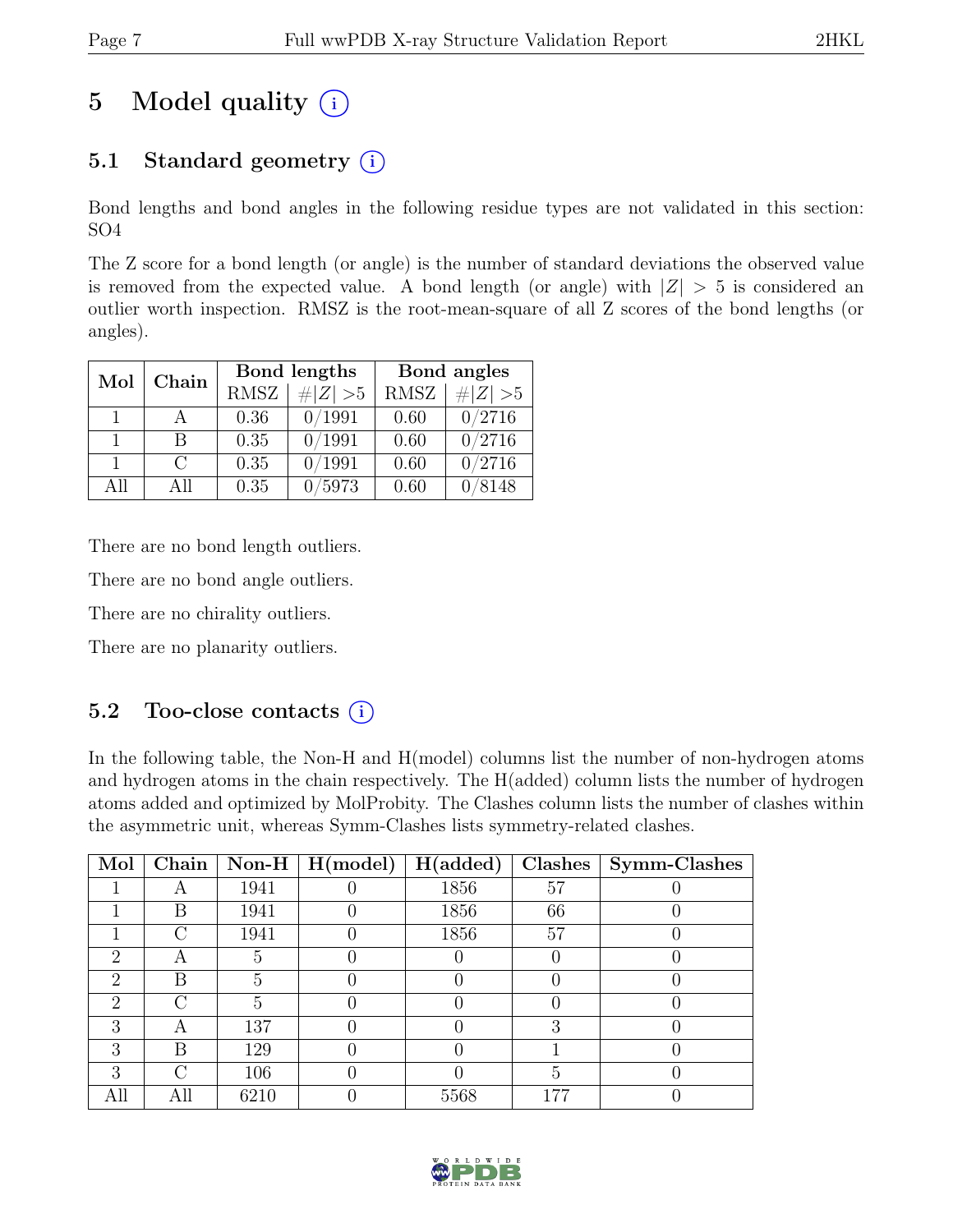# 5 Model quality (i)

## 5.1 Standard geometry (i)

Bond lengths and bond angles in the following residue types are not validated in this section: SO4

The Z score for a bond length (or angle) is the number of standard deviations the observed value is removed from the expected value. A bond length (or angle) with $|Z| > 5$ is considered an outlier worth inspection. RMSZ is the root-mean-square of all Z scores of the bond lengths (or angles).

| Mol | Chain | Bond lengths | | Bond angles | |
|---|---|---|---|---|---|
| | | RMSZ | $\#\|Z\| > 5$ | RMSZ | $\#\|Z\| > 5$ |
| 1 | A | 0.36 | 0/1991 | 0.60 | 0/2716 |
| 1 | B | 0.35 | 0/1991 | 0.60 | 0/2716 |
| 1 | C | 0.35 | 0/1991 | 0.60 | 0/2716 |
| All | All | 0.35 | 0/5973 | 0.60 | 0/8148 |

There are no bond length outliers.

There are no bond angle outliers.

There are no chirality outliers.

There are no planarity outliers.

## 5.2 Too-close contacts (i)

In the following table, the Non-H and H(model) columns list the number of non-hydrogen atoms and hydrogen atoms in the chain respectively. The H(added) column lists the number of hydrogen atoms added and optimized by MolProbity. The Clashes column lists the number of clashes within the asymmetric unit, whereas Symm-Clashes lists symmetry-related clashes.

| Mol | Chain | Non-H | H(model) | H(added) | Clashes | Symm-Clashes |
|---|---|---|---|---|---|---|
| 1 | A | 1941 | 0 | 1856 | 57 | 0 |
| 1 | B | 1941 | 0 | 1856 | 66 | 0 |
| 1 | C | 1941 | 0 | 1856 | 57 | 0 |
| 2 | A | 5 | 0 | 0 | 0 | 0 |
| 2 | B | 5 | 0 | 0 | 0 | 0 |
| 2 | C | 5 | 0 | 0 | 0 | 0 |
| 3 | A | 137 | 0 | 0 | 3 | 0 |
| 3 | B | 129 | 0 | 0 | 1 | 0 |
| 3 | C | 106 | 0 | 0 | 5 | 0 |
| All | All | 6210 | 0 | 5568 | 177 | 0 |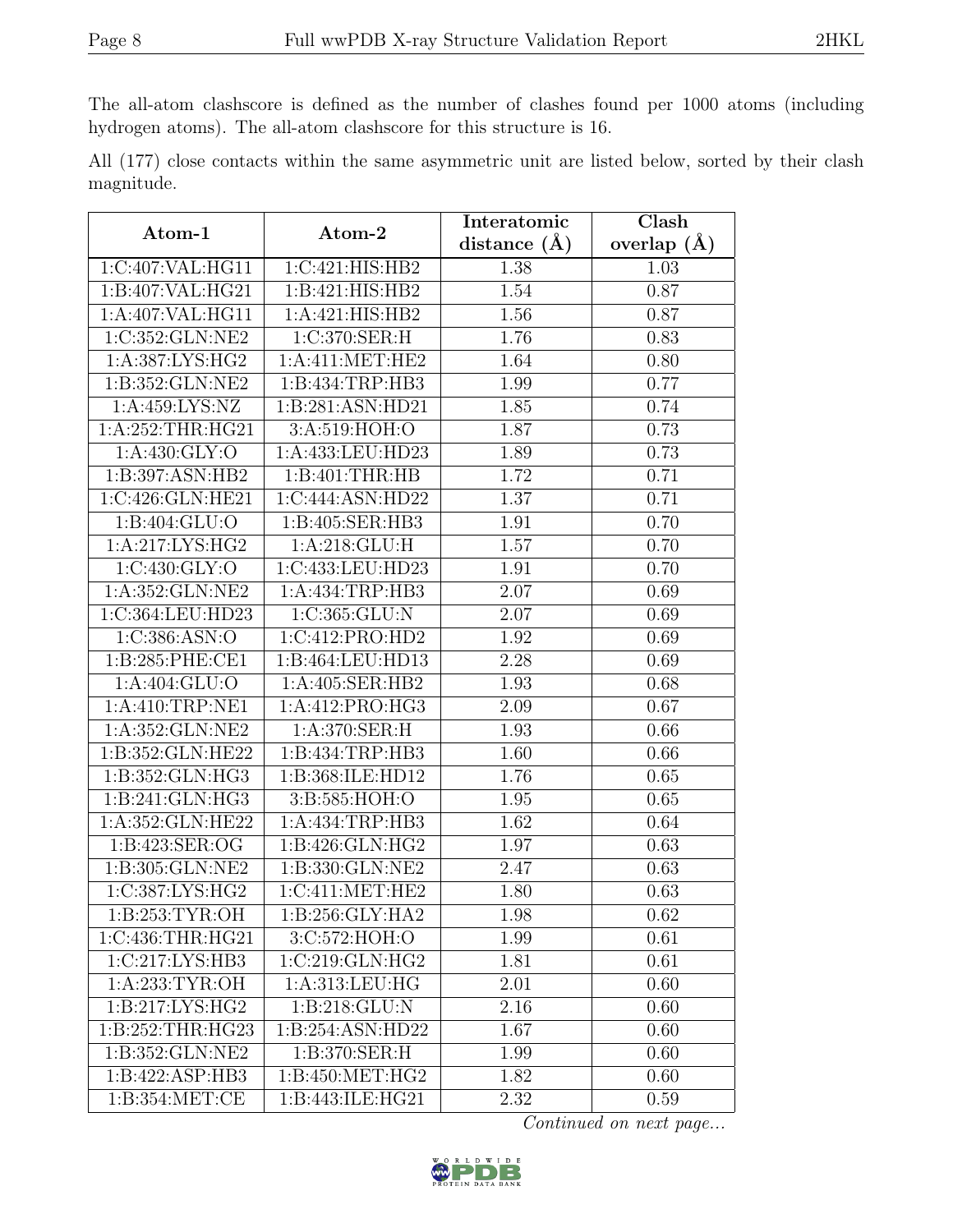The all-atom clashscore is defined as the number of clashes found per 1000 atoms (including hydrogen atoms). The all-atom clashscore for this structure is 16.

All (177) close contacts within the same asymmetric unit are listed below, sorted by their clash magnitude.

| Atom-1 | Atom-2 | Interatomic distance (Å) | Clash overlap (Å) |
|---|---|---|---|
| 1:C:407:VAL:HG11 | 1:C:421:HIS:HB2 | 1.38 | 1.03 |
| 1:B:407:VAL:HG21 | 1:B:421:HIS:HB2 | 1.54 | 0.87 |
| 1:A:407:VAL:HG11 | 1:A:421:HIS:HB2 | 1.56 | 0.87 |
| 1:C:352:GLN:NE2 | 1:C:370:SER:H | 1.76 | 0.83 |
| 1:A:387:LYS:HG2 | 1:A:411:MET:HE2 | 1.64 | 0.80 |
| 1:B:352:GLN:NE2 | 1:B:434:TRP:HB3 | 1.99 | 0.77 |
| 1:A:459:LYS:NZ | 1:B:281:ASN:HD21 | 1.85 | 0.74 |
| 1:A:252:THR:HG21 | 3:A:519:HOH:O | 1.87 | 0.73 |
| 1:A:430:GLY:O | 1:A:433:LEU:HD23 | 1.89 | 0.73 |
| 1:B:397:ASN:HB2 | 1:B:401:THR:HB | 1.72 | 0.71 |
| 1:C:426:GLN:HE21 | 1:C:444:ASN:HD22 | 1.37 | 0.71 |
| 1:B:404:GLU:O | 1:B:405:SER:HB3 | 1.91 | 0.70 |
| 1:A:217:LYS:HG2 | 1:A:218:GLU:H | 1.57 | 0.70 |
| 1:C:430:GLY:O | 1:C:433:LEU:HD23 | 1.91 | 0.70 |
| 1:A:352:GLN:NE2 | 1:A:434:TRP:HB3 | 2.07 | 0.69 |
| 1:C:364:LEU:HD23 | 1:C:365:GLU:N | 2.07 | 0.69 |
| 1:C:386:ASN:O | 1:C:412:PRO:HD2 | 1.92 | 0.69 |
| 1:B:285:PHE:CE1 | 1:B:464:LEU:HD13 | 2.28 | 0.69 |
| 1:A:404:GLU:O | 1:A:405:SER:HB2 | 1.93 | 0.68 |
| 1:A:410:TRP:NE1 | 1:A:412:PRO:HG3 | 2.09 | 0.67 |
| 1:A:352:GLN:NE2 | 1:A:370:SER:H | 1.93 | 0.66 |
| 1:B:352:GLN:HE22 | 1:B:434:TRP:HB3 | 1.60 | 0.66 |
| 1:B:352:GLN:HG3 | 1:B:368:ILE:HD12 | 1.76 | 0.65 |
| 1:B:241:GLN:HG3 | 3:B:585:HOH:O | 1.95 | 0.65 |
| 1:A:352:GLN:HE22 | 1:A:434:TRP:HB3 | 1.62 | 0.64 |
| 1:B:423:SER:OG | 1:B:426:GLN:HG2 | 1.97 | 0.63 |
| 1:B:305:GLN:NE2 | 1:B:330:GLN:NE2 | 2.47 | 0.63 |
| 1:C:387:LYS:HG2 | 1:C:411:MET:HE2 | 1.80 | 0.63 |
| 1:B:253:TYR:OH | 1:B:256:GLY:HA2 | 1.98 | 0.62 |
| 1:C:436:THR:HG21 | 3:C:572:HOH:O | 1.99 | 0.61 |
| 1:C:217:LYS:HB3 | 1:C:219:GLN:HG2 | 1.81 | 0.61 |
| 1:A:233:TYR:OH | 1:A:313:LEU:HG | 2.01 | 0.60 |
| 1:B:217:LYS:HG2 | 1:B:218:GLU:N | 2.16 | 0.60 |
| 1:B:252:THR:HG23 | 1:B:254:ASN:HD22 | 1.67 | 0.60 |
| 1:B:352:GLN:NE2 | 1:B:370:SER:H | 1.99 | 0.60 |
| 1:B:422:ASP:HB3 | 1:B:450:MET:HG2 | 1.82 | 0.60 |
| 1:B:354:MET:CE | 1:B:443:ILE:HG21 | 2.32 | 0.59 |

*Continued on next page...*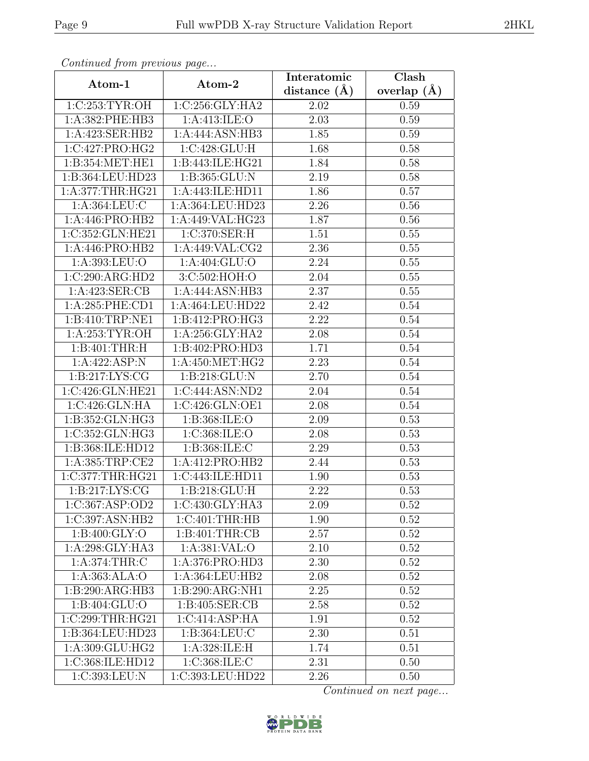*Continued from previous page...*

| Atom-1 | Atom-2 | Interatomic distance (Å) | Clash overlap (Å) |
|---|---|---|---|
| 1:C:253:TYR:OH | 1:C:256:GLY:HA2 | 2.02 | 0.59 |
| 1:A:382:PHE:HB3 | 1:A:413:ILE:O | 2.03 | 0.59 |
| 1:A:423:SER:HB2 | 1:A:444:ASN:HB3 | 1.85 | 0.59 |
| 1:C:427:PRO:HG2 | 1:C:428:GLU:H | 1.68 | 0.58 |
| 1:B:354:MET:HE1 | 1:B:443:ILE:HG21 | 1.84 | 0.58 |
| 1:B:364:LEU:HD23 | 1:B:365:GLU:N | 2.19 | 0.58 |
| 1:A:377:THR:HG21 | 1:A:443:ILE:HD11 | 1.86 | 0.57 |
| 1:A:364:LEU:C | 1:A:364:LEU:HD23 | 2.26 | 0.56 |
| 1:A:446:PRO:HB2 | 1:A:449:VAL:HG23 | 1.87 | 0.56 |
| 1:C:352:GLN:HE21 | 1:C:370:SER:H | 1.51 | 0.55 |
| 1:A:446:PRO:HB2 | 1:A:449:VAL:CG2 | 2.36 | 0.55 |
| 1:A:393:LEU:O | 1:A:404:GLU:O | 2.24 | 0.55 |
| 1:C:290:ARG:HD2 | 3:C:502:HOH:O | 2.04 | 0.55 |
| 1:A:423:SER:CB | 1:A:444:ASN:HB3 | 2.37 | 0.55 |
| 1:A:285:PHE:CD1 | 1:A:464:LEU:HD22 | 2.42 | 0.54 |
| 1:B:410:TRP:NE1 | 1:B:412:PRO:HG3 | 2.22 | 0.54 |
| 1:A:253:TYR:OH | 1:A:256:GLY:HA2 | 2.08 | 0.54 |
| 1:B:401:THR:H | 1:B:402:PRO:HD3 | 1.71 | 0.54 |
| 1:A:422:ASP:N | 1:A:450:MET:HG2 | 2.23 | 0.54 |
| 1:B:217:LYS:CG | 1:B:218:GLU:N | 2.70 | 0.54 |
| 1:C:426:GLN:HE21 | 1:C:444:ASN:ND2 | 2.04 | 0.54 |
| 1:C:426:GLN:HA | 1:C:426:GLN:OE1 | 2.08 | 0.54 |
| 1:B:352:GLN:HG3 | 1:B:368:ILE:O | 2.09 | 0.53 |
| 1:C:352:GLN:HG3 | 1:C:368:ILE:O | 2.08 | 0.53 |
| 1:B:368:ILE:HD12 | 1:B:368:ILE:C | 2.29 | 0.53 |
| 1:A:385:TRP:CE2 | 1:A:412:PRO:HB2 | 2.44 | 0.53 |
| 1:C:377:THR:HG21 | 1:C:443:ILE:HD11 | 1.90 | 0.53 |
| 1:B:217:LYS:CG | 1:B:218:GLU:H | 2.22 | 0.53 |
| 1:C:367:ASP:OD2 | 1:C:430:GLY:HA3 | 2.09 | 0.52 |
| 1:C:397:ASN:HB2 | 1:C:401:THR:HB | 1.90 | 0.52 |
| 1:B:400:GLY:O | 1:B:401:THR:CB | 2.57 | 0.52 |
| 1:A:298:GLY:HA3 | 1:A:381:VAL:O | 2.10 | 0.52 |
| 1:A:374:THR:C | 1:A:376:PRO:HD3 | 2.30 | 0.52 |
| 1:A:363:ALA:O | 1:A:364:LEU:HB2 | 2.08 | 0.52 |
| 1:B:290:ARG:HB3 | 1:B:290:ARG:NH1 | 2.25 | 0.52 |
| 1:B:404:GLU:O | 1:B:405:SER:CB | 2.58 | 0.52 |
| 1:C:299:THR:HG21 | 1:C:414:ASP:HA | 1.91 | 0.52 |
| 1:B:364:LEU:HD23 | 1:B:364:LEU:C | 2.30 | 0.51 |
| 1:A:309:GLU:HG2 | 1:A:328:ILE:H | 1.74 | 0.51 |
| 1:C:368:ILE:HD12 | 1:C:368:ILE:C | 2.31 | 0.50 |
| 1:C:393:LEU:N | 1:C:393:LEU:HD22 | 2.26 | 0.50 |

*Continued on next page...*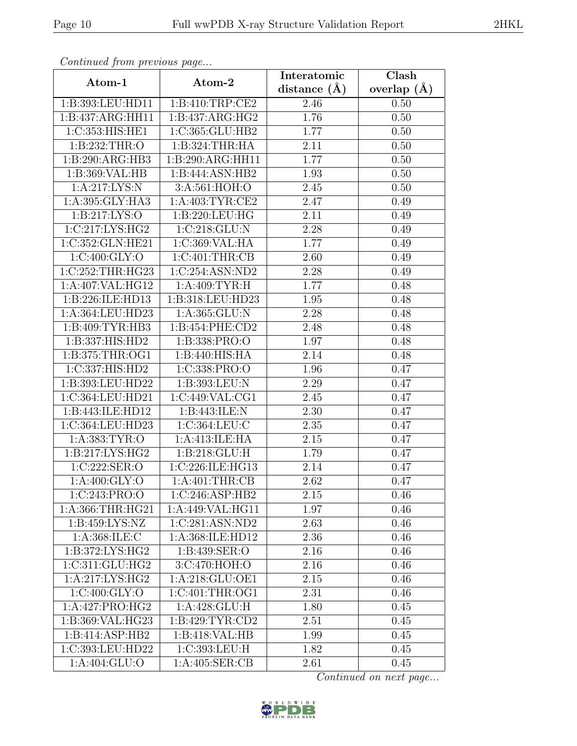*Continued from previous page...*

| Atom-1 | Atom-2 | Interatomic distance (Å) | Clash overlap (Å) |
|---|---|---|---|
| 1:B:393:LEU:HD11 | 1:B:410:TRP:CE2 | 2.46 | 0.50 |
| 1:B:437:ARG:HH11 | 1:B:437:ARG:HG2 | 1.76 | 0.50 |
| 1:C:353:HIS:HE1 | 1:C:365:GLU:HB2 | 1.77 | 0.50 |
| 1:B:232:THR:O | 1:B:324:THR:HA | 2.11 | 0.50 |
| 1:B:290:ARG:HB3 | 1:B:290:ARG:HH11 | 1.77 | 0.50 |
| 1:B:369:VAL:HB | 1:B:444:ASN:HB2 | 1.93 | 0.50 |
| 1:A:217:LYS:N | 3:A:561:HOH:O | 2.45 | 0.50 |
| 1:A:395:GLY:HA3 | 1:A:403:TYR:CE2 | 2.47 | 0.49 |
| 1:B:217:LYS:O | 1:B:220:LEU:HG | 2.11 | 0.49 |
| 1:C:217:LYS:HG2 | 1:C:218:GLU:N | 2.28 | 0.49 |
| 1:C:352:GLN:HE21 | 1:C:369:VAL:HA | 1.77 | 0.49 |
| 1:C:400:GLY:O | 1:C:401:THR:CB | 2.60 | 0.49 |
| 1:C:252:THR:HG23 | 1:C:254:ASN:ND2 | 2.28 | 0.49 |
| 1:A:407:VAL:HG12 | 1:A:409:TYR:H | 1.77 | 0.48 |
| 1:B:226:ILE:HD13 | 1:B:318:LEU:HD23 | 1.95 | 0.48 |
| 1:A:364:LEU:HD23 | 1:A:365:GLU:N | 2.28 | 0.48 |
| 1:B:409:TYR:HB3 | 1:B:454:PHE:CD2 | 2.48 | 0.48 |
| 1:B:337:HIS:HD2 | 1:B:338:PRO:O | 1.97 | 0.48 |
| 1:B:375:THR:OG1 | 1:B:440:HIS:HA | 2.14 | 0.48 |
| 1:C:337:HIS:HD2 | 1:C:338:PRO:O | 1.96 | 0.47 |
| 1:B:393:LEU:HD22 | 1:B:393:LEU:N | 2.29 | 0.47 |
| 1:C:364:LEU:HD21 | 1:C:449:VAL:CG1 | 2.45 | 0.47 |
| 1:B:443:ILE:HD12 | 1:B:443:ILE:N | 2.30 | 0.47 |
| 1:C:364:LEU:HD23 | 1:C:364:LEU:C | 2.35 | 0.47 |
| 1:A:383:TYR:O | 1:A:413:ILE:HA | 2.15 | 0.47 |
| 1:B:217:LYS:HG2 | 1:B:218:GLU:H | 1.79 | 0.47 |
| 1:C:222:SER:O | 1:C:226:ILE:HG13 | 2.14 | 0.47 |
| 1:A:400:GLY:O | 1:A:401:THR:CB | 2.62 | 0.47 |
| 1:C:243:PRO:O | 1:C:246:ASP:HB2 | 2.15 | 0.46 |
| 1:A:366:THR:HG21 | 1:A:449:VAL:HG11 | 1.97 | 0.46 |
| 1:B:459:LYS:NZ | 1:C:281:ASN:ND2 | 2.63 | 0.46 |
| 1:A:368:ILE:C | 1:A:368:ILE:HD12 | 2.36 | 0.46 |
| 1:B:372:LYS:HG2 | 1:B:439:SER:O | 2.16 | 0.46 |
| 1:C:311:GLU:HG2 | 3:C:470:HOH:O | 2.16 | 0.46 |
| 1:A:217:LYS:HG2 | 1:A:218:GLU:OE1 | 2.15 | 0.46 |
| 1:C:400:GLY:O | 1:C:401:THR:OG1 | 2.31 | 0.46 |
| 1:A:427:PRO:HG2 | 1:A:428:GLU:H | 1.80 | 0.45 |
| 1:B:369:VAL:HG23 | 1:B:429:TYR:CD2 | 2.51 | 0.45 |
| 1:B:414:ASP:HB2 | 1:B:418:VAL:HB | 1.99 | 0.45 |
| 1:C:393:LEU:HD22 | 1:C:393:LEU:H | 1.82 | 0.45 |
| 1:A:404:GLU:O | 1:A:405:SER:CB | 2.61 | 0.45 |

*Continued on next page...*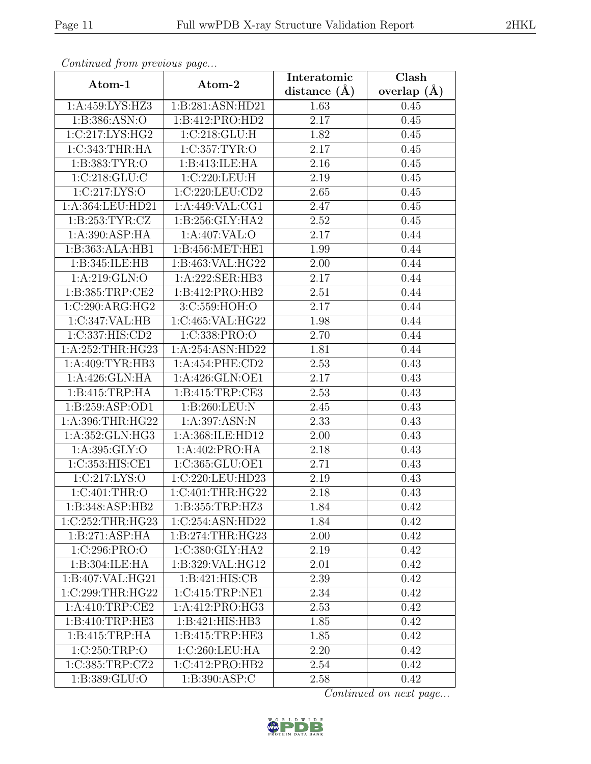*Continued from previous page...*

| Atom-1 | Atom-2 | Interatomic distance (Å) | Clash overlap (Å) |
|---|---|---|---|
| 1:A:459:LYS:HZ3 | 1:B:281:ASN:HD21 | 1.63 | 0.45 |
| 1:B:386:ASN:O | 1:B:412:PRO:HD2 | 2.17 | 0.45 |
| 1:C:217:LYS:HG2 | 1:C:218:GLU:H | 1.82 | 0.45 |
| 1:C:343:THR:HA | 1:C:357:TYR:O | 2.17 | 0.45 |
| 1:B:383:TYR:O | 1:B:413:ILE:HA | 2.16 | 0.45 |
| 1:C:218:GLU:C | 1:C:220:LEU:H | 2.19 | 0.45 |
| 1:C:217:LYS:O | 1:C:220:LEU:CD2 | 2.65 | 0.45 |
| 1:A:364:LEU:HD21 | 1:A:449:VAL:CG1 | 2.47 | 0.45 |
| 1:B:253:TYR:CZ | 1:B:256:GLY:HA2 | 2.52 | 0.45 |
| 1:A:390:ASP:HA | 1:A:407:VAL:O | 2.17 | 0.44 |
| 1:B:363:ALA:HB1 | 1:B:456:MET:HE1 | 1.99 | 0.44 |
| 1:B:345:ILE:HB | 1:B:463:VAL:HG22 | 2.00 | 0.44 |
| 1:A:219:GLN:O | 1:A:222:SER:HB3 | 2.17 | 0.44 |
| 1:B:385:TRP:CE2 | 1:B:412:PRO:HB2 | 2.51 | 0.44 |
| 1:C:290:ARG:HG2 | 3:C:559:HOH:O | 2.17 | 0.44 |
| 1:C:347:VAL:HB | 1:C:465:VAL:HG22 | 1.98 | 0.44 |
| 1:C:337:HIS:CD2 | 1:C:338:PRO:O | 2.70 | 0.44 |
| 1:A:252:THR:HG23 | 1:A:254:ASN:HD22 | 1.81 | 0.44 |
| 1:A:409:TYR:HB3 | 1:A:454:PHE:CD2 | 2.53 | 0.43 |
| 1:A:426:GLN:HA | 1:A:426:GLN:OE1 | 2.17 | 0.43 |
| 1:B:415:TRP:HA | 1:B:415:TRP:CE3 | 2.53 | 0.43 |
| 1:B:259:ASP:OD1 | 1:B:260:LEU:N | 2.45 | 0.43 |
| 1:A:396:THR:HG22 | 1:A:397:ASN:N | 2.33 | 0.43 |
| 1:A:352:GLN:HG3 | 1:A:368:ILE:HD12 | 2.00 | 0.43 |
| 1:A:395:GLY:O | 1:A:402:PRO:HA | 2.18 | 0.43 |
| 1:C:353:HIS:CE1 | 1:C:365:GLU:OE1 | 2.71 | 0.43 |
| 1:C:217:LYS:O | 1:C:220:LEU:HD23 | 2.19 | 0.43 |
| 1:C:401:THR:O | 1:C:401:THR:HG22 | 2.18 | 0.43 |
| 1:B:348:ASP:HB2 | 1:B:355:TRP:HZ3 | 1.84 | 0.42 |
| 1:C:252:THR:HG23 | 1:C:254:ASN:HD22 | 1.84 | 0.42 |
| 1:B:271:ASP:HA | 1:B:274:THR:HG23 | 2.00 | 0.42 |
| 1:C:296:PRO:O | 1:C:380:GLY:HA2 | 2.19 | 0.42 |
| 1:B:304:ILE:HA | 1:B:329:VAL:HG12 | 2.01 | 0.42 |
| 1:B:407:VAL:HG21 | 1:B:421:HIS:CB | 2.39 | 0.42 |
| 1:C:299:THR:HG22 | 1:C:415:TRP:NE1 | 2.34 | 0.42 |
| 1:A:410:TRP:CE2 | 1:A:412:PRO:HG3 | 2.53 | 0.42 |
| 1:B:410:TRP:HE3 | 1:B:421:HIS:HB3 | 1.85 | 0.42 |
| 1:B:415:TRP:HA | 1:B:415:TRP:HE3 | 1.85 | 0.42 |
| 1:C:250:TRP:O | 1:C:260:LEU:HA | 2.20 | 0.42 |
| 1:C:385:TRP:CZ2 | 1:C:412:PRO:HB2 | 2.54 | 0.42 |
| 1:B:389:GLU:O | 1:B:390:ASP:C | 2.58 | 0.42 |

*Continued on next page...*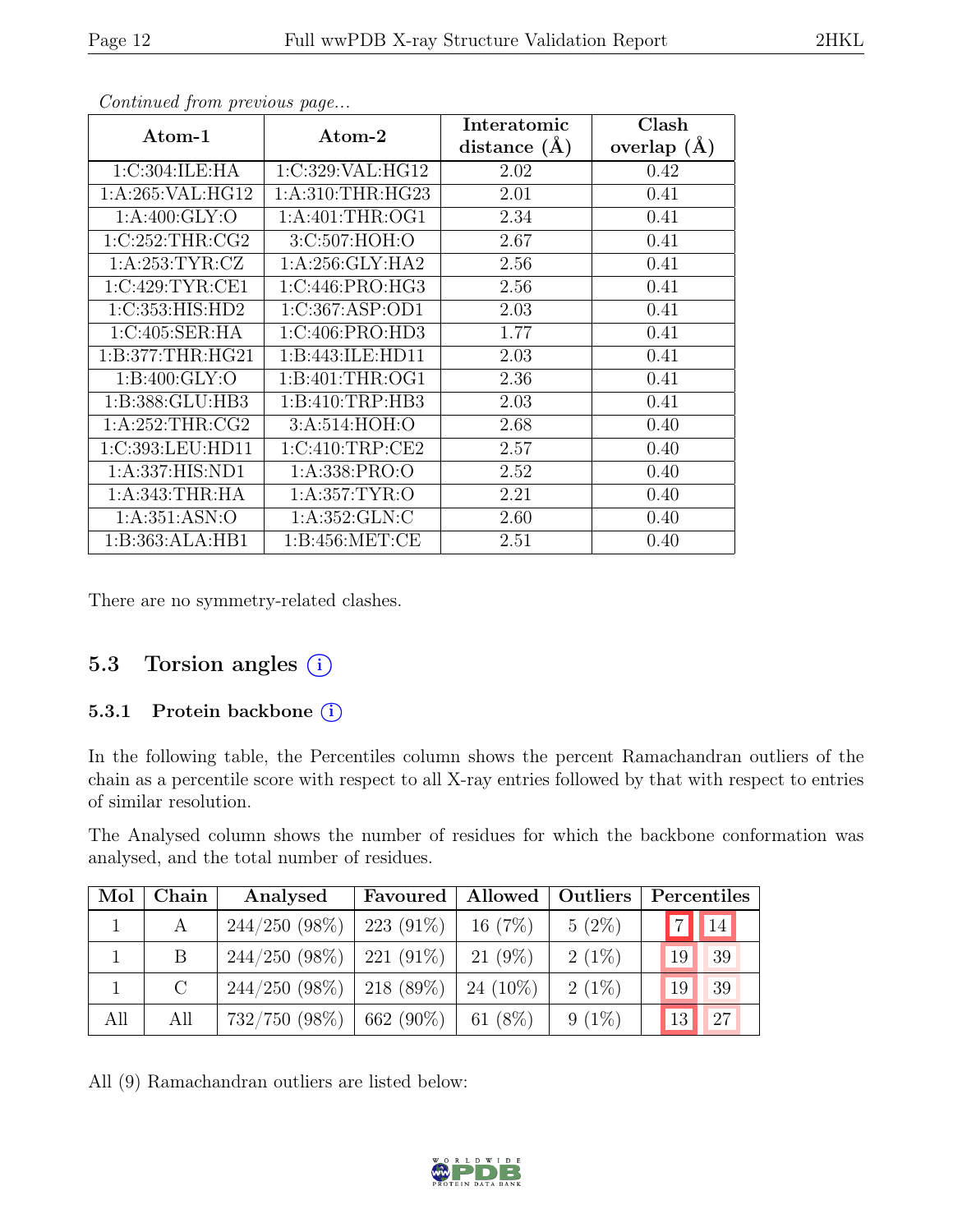*Continued from previous page...*

| Atom-1 | Atom-2 | Interatomic distance (Å) | Clash overlap (Å) |
|---|---|---|---|
| 1:C:304:ILE:HA | 1:C:329:VAL:HG12 | 2.02 | 0.42 |
| 1:A:265:VAL:HG12 | 1:A:310:THR:HG23 | 2.01 | 0.41 |
| 1:A:400:GLY:O | 1:A:401:THR:OG1 | 2.34 | 0.41 |
| 1:C:252:THR:CG2 | 3:C:507:HOH:O | 2.67 | 0.41 |
| 1:A:253:TYR:CZ | 1:A:256:GLY:HA2 | 2.56 | 0.41 |
| 1:C:429:TYR:CE1 | 1:C:446:PRO:HG3 | 2.56 | 0.41 |
| 1:C:353:HIS:HD2 | 1:C:367:ASP:OD1 | 2.03 | 0.41 |
| 1:C:405:SER:HA | 1:C:406:PRO:HD3 | 1.77 | 0.41 |
| 1:B:377:THR:HG21 | 1:B:443:ILE:HD11 | 2.03 | 0.41 |
| 1:B:400:GLY:O | 1:B:401:THR:OG1 | 2.36 | 0.41 |
| 1:B:388:GLU:HB3 | 1:B:410:TRP:HB3 | 2.03 | 0.41 |
| 1:A:252:THR:CG2 | 3:A:514:HOH:O | 2.68 | 0.40 |
| 1:C:393:LEU:HD11 | 1:C:410:TRP:CE2 | 2.57 | 0.40 |
| 1:A:337:HIS:ND1 | 1:A:338:PRO:O | 2.52 | 0.40 |
| 1:A:343:THR:HA | 1:A:357:TYR:O | 2.21 | 0.40 |
| 1:A:351:ASN:O | 1:A:352:GLN:C | 2.60 | 0.40 |
| 1:B:363:ALA:HB1 | 1:B:456:MET:CE | 2.51 | 0.40 |

There are no symmetry-related clashes.

## 5.3 Torsion angles

### 5.3.1 Protein backbone

In the following table, the Percentiles column shows the percent Ramachandran outliers of the chain as a percentile score with respect to all X-ray entries followed by that with respect to entries of similar resolution.

The Analysed column shows the number of residues for which the backbone conformation was analysed, and the total number of residues.

| Mol | Chain | Analysed | Favoured | Allowed | Outliers | Percentiles | |
|---|---|---|---|---|---|---|---|
| 1 | A | 244/250 (98%) | 223 (91%) | 16 (7%) | 5 (2%) | 7 | 14 |
| 1 | B | 244/250 (98%) | 221 (91%) | 21 (9%) | 2 (1%) | 19 | 39 |
| 1 | C | 244/250 (98%) | 218 (89%) | 24 (10%) | 2 (1%) | 19 | 39 |
| All | All | 732/750 (98%) | 662 (90%) | 61 (8%) | 9 (1%) | 13 | 27 |

All (9) Ramachandran outliers are listed below: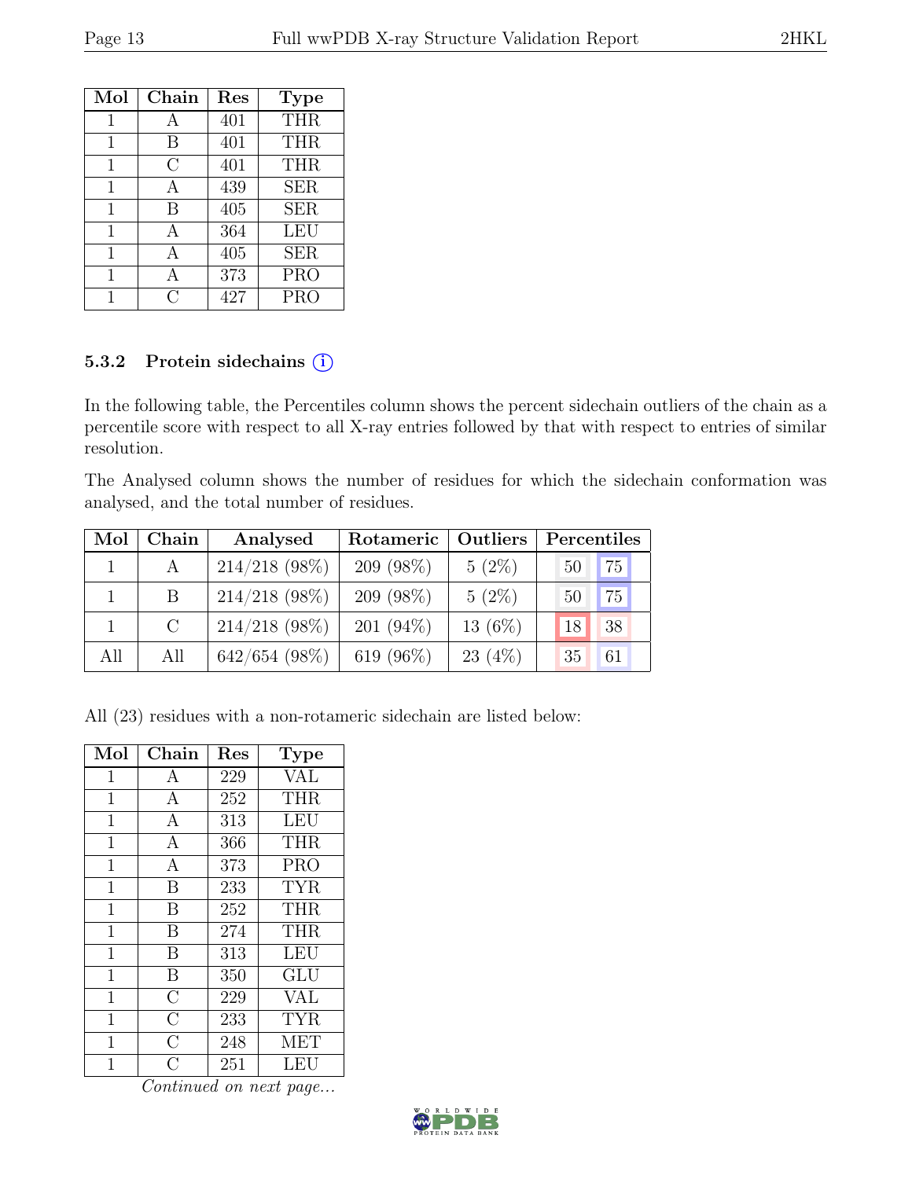| Mol | Chain | Res | Type |
|---|---|---|---|
| 1 | A | 401 | THR |
| 1 | B | 401 | THR |
| 1 | C | 401 | THR |
| 1 | A | 439 | SER |
| 1 | B | 405 | SER |
| 1 | A | 364 | LEU |
| 1 | A | 405 | SER |
| 1 | A | 373 | PRO |
| 1 | C | 427 | PRO |

### 5.3.2 Protein sidechains (i)

In the following table, the Percentiles column shows the percent sidechain outliers of the chain as a percentile score with respect to all X-ray entries followed by that with respect to entries of similar resolution.

The Analysed column shows the number of residues for which the sidechain conformation was analysed, and the total number of residues.

| Mol | Chain | Analysed | Rotameric | Outliers | Percentiles | |
|---|---|---|---|---|---|---|
| 1 | A | 214/218 (98%) | 209 (98%) | 5 (2%) | 50 | 75 |
| 1 | B | 214/218 (98%) | 209 (98%) | 5 (2%) | 50 | 75 |
| 1 | C | 214/218 (98%) | 201 (94%) | 13 (6%) | 18 | 38 |
| All | All | 642/654 (98%) | 619 (96%) | 23 (4%) | 35 | 61 |

All (23) residues with a non-rotameric sidechain are listed below:

| Mol | Chain | Res | Type |
|---|---|---|---|
| 1 | A | 229 | VAL |
| 1 | A | 252 | THR |
| 1 | A | 313 | LEU |
| 1 | A | 366 | THR |
| 1 | A | 373 | PRO |
| 1 | B | 233 | TYR |
| 1 | B | 252 | THR |
| 1 | B | 274 | THR |
| 1 | B | 313 | LEU |
| 1 | B | 350 | GLU |
| 1 | C | 229 | VAL |
| 1 | C | 233 | TYR |
| 1 | C | 248 | MET |
| 1 | C | 251 | LEU |

*Continued on next page...*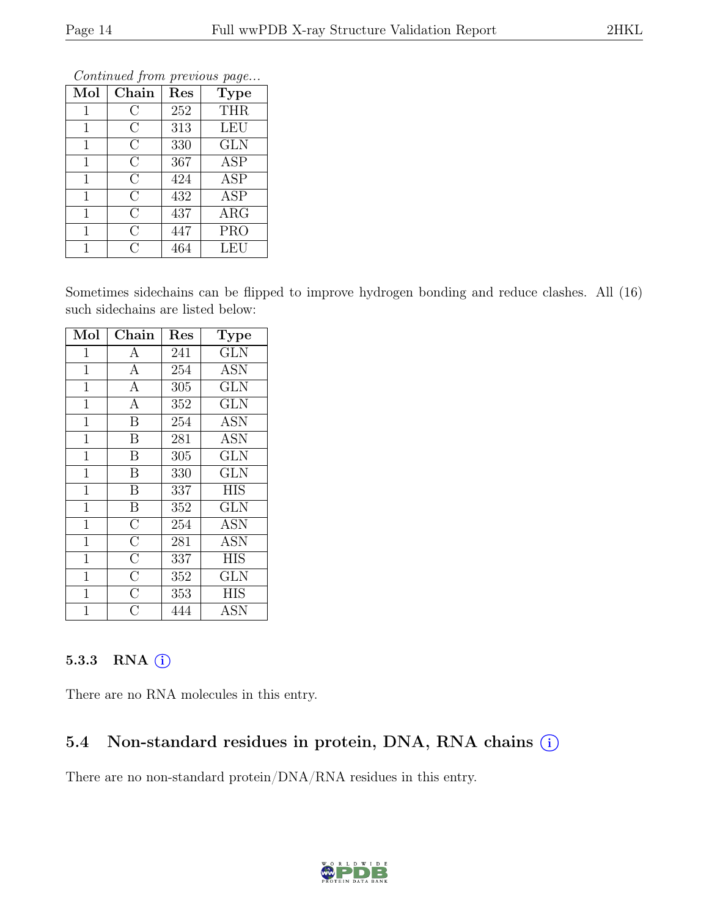*Continued from previous page...*

| Mol | Chain | Res | Type |
|---|---|---|---|
| 1 | C | 252 | THR |
| 1 | C | 313 | LEU |
| 1 | C | 330 | GLN |
| 1 | C | 367 | ASP |
| 1 | C | 424 | ASP |
| 1 | C | 432 | ASP |
| 1 | C | 437 | ARG |
| 1 | C | 447 | PRO |
| 1 | C | 464 | LEU |

Sometimes sidechains can be flipped to improve hydrogen bonding and reduce clashes. All (16) such sidechains are listed below:

| Mol | Chain | Res | Type |
|---|---|---|---|
| 1 | A | 241 | GLN |
| 1 | A | 254 | ASN |
| 1 | A | 305 | GLN |
| 1 | A | 352 | GLN |
| 1 | B | 254 | ASN |
| 1 | B | 281 | ASN |
| 1 | B | 305 | GLN |
| 1 | B | 330 | GLN |
| 1 | B | 337 | HIS |
| 1 | B | 352 | GLN |
| 1 | C | 254 | ASN |
| 1 | C | 281 | ASN |
| 1 | C | 337 | HIS |
| 1 | C | 352 | GLN |
| 1 | C | 353 | HIS |
| 1 | C | 444 | ASN |

### 5.3.3 RNA

There are no RNA molecules in this entry.

## 5.4 Non-standard residues in protein, DNA, RNA chains

There are no non-standard protein/DNA/RNA residues in this entry.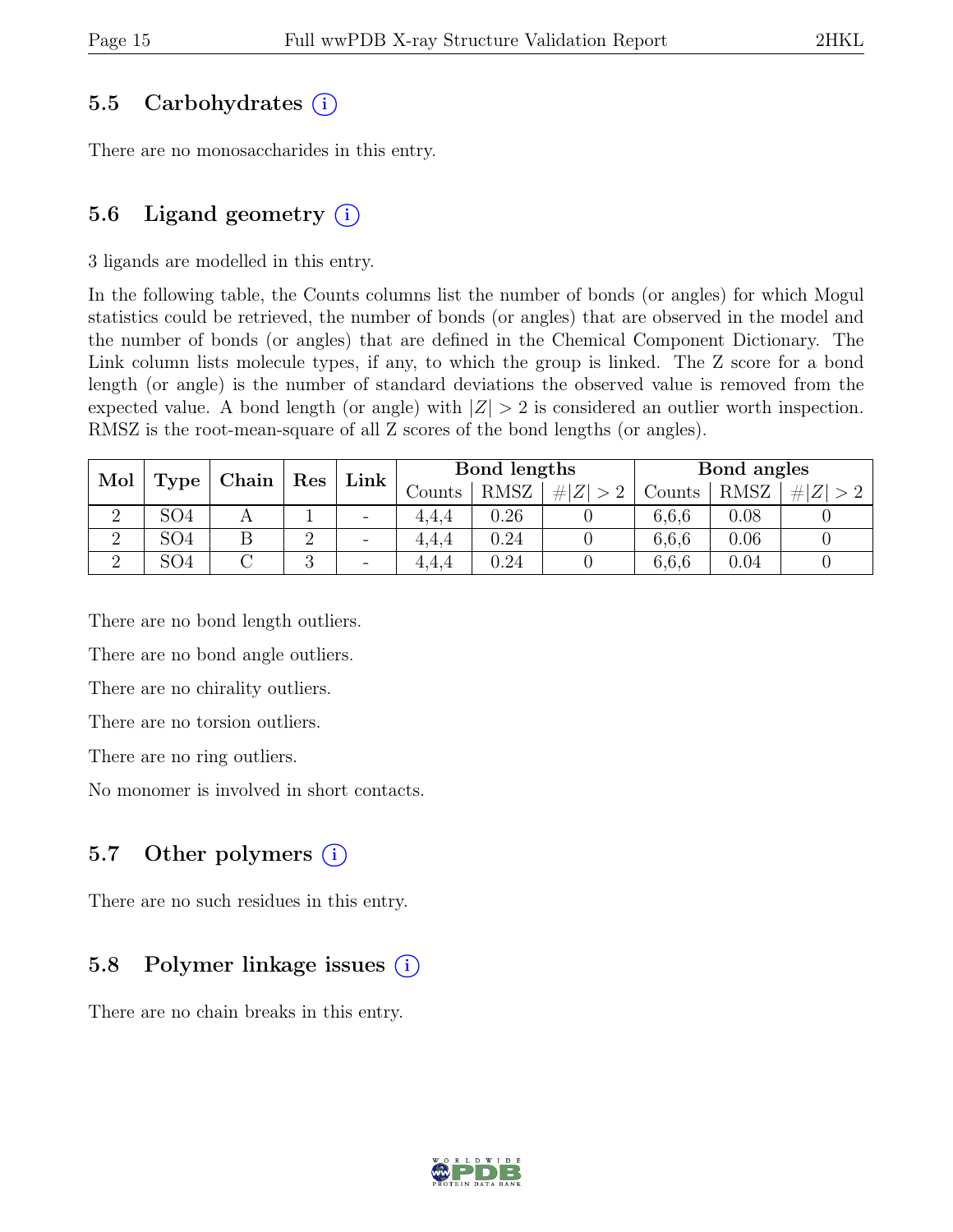## 5.5 Carbohydrates (i)

There are no monosaccharides in this entry.

## 5.6 Ligand geometry (i)

3 ligands are modelled in this entry.

In the following table, the Counts columns list the number of bonds (or angles) for which Mogul statistics could be retrieved, the number of bonds (or angles) that are observed in the model and the number of bonds (or angles) that are defined in the Chemical Component Dictionary. The Link column lists molecule types, if any, to which the group is linked. The Z score for a bond length (or angle) is the number of standard deviations the observed value is removed from the expected value. A bond length (or angle) with $|Z| > 2$ is considered an outlier worth inspection. RMSZ is the root-mean-square of all Z scores of the bond lengths (or angles).

| Mol | Type | Chain | Res | Link | Bond lengths | | | Bond angles | | |
|---|---|---|---|---|---|---|---|---|---|---|
| | | | | | Counts | RMSZ | $\#\|Z\| > 2$ | Counts | RMSZ | $\#\|Z\| > 2$ |
| 2 | SO4 | A | 1 | - | 4,4,4 | 0.26 | 0 | 6,6,6 | 0.08 | 0 |
| 2 | SO4 | B | 2 | - | 4,4,4 | 0.24 | 0 | 6,6,6 | 0.06 | 0 |
| 2 | SO4 | C | 3 | - | 4,4,4 | 0.24 | 0 | 6,6,6 | 0.04 | 0 |

There are no bond length outliers.

There are no bond angle outliers.

There are no chirality outliers.

There are no torsion outliers.

There are no ring outliers.

No monomer is involved in short contacts.

## 5.7 Other polymers (i)

There are no such residues in this entry.

## 5.8 Polymer linkage issues (i)

There are no chain breaks in this entry.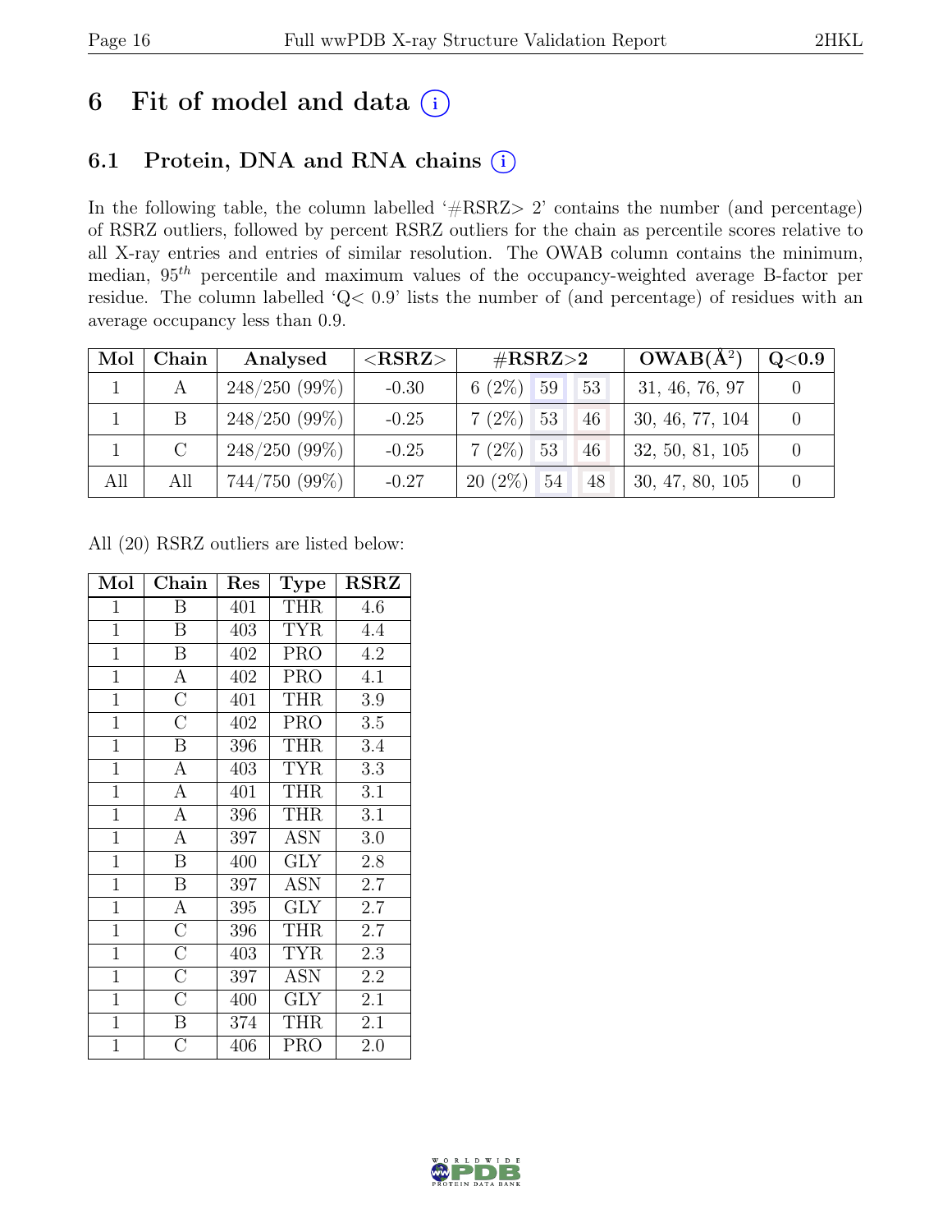# 6 Fit of model and data (i)

## 6.1 Protein, DNA and RNA chains (i)

In the following table, the column labelled '#RSRZ> 2' contains the number (and percentage) of RSRZ outliers, followed by percent RSRZ outliers for the chain as percentile scores relative to all X-ray entries and entries of similar resolution. The OWAB column contains the minimum, median, $95^{th}$ percentile and maximum values of the occupancy-weighted average B-factor per residue. The column labelled 'Q< 0.9' lists the number of (and percentage) of residues with an average occupancy less than 0.9.

| Mol | Chain | Analysed | <RSRZ> | #RSRZ>2 | | | OWAB(Å$^2$) | Q<0.9 |
|---|---|---|---|---|---|---|---|---|
| 1 | A | 248/250 (99%) | -0.30 | 6 (2%) | 59 | 53 | 31, 46, 76, 97 | 0 |
| 1 | B | 248/250 (99%) | -0.25 | 7 (2%) | 53 | 46 | 30, 46, 77, 104 | 0 |
| 1 | C | 248/250 (99%) | -0.25 | 7 (2%) | 53 | 46 | 32, 50, 81, 105 | 0 |
| All | All | 744/750 (99%) | -0.27 | 20 (2%) | 54 | 48 | 30, 47, 80, 105 | 0 |

All (20) RSRZ outliers are listed below:

| Mol | Chain | Res | Type | RSRZ |
|---|---|---|---|---|
| 1 | B | 401 | THR | 4.6 |
| 1 | B | 403 | TYR | 4.4 |
| 1 | B | 402 | PRO | 4.2 |
| 1 | A | 402 | PRO | 4.1 |
| 1 | C | 401 | THR | 3.9 |
| 1 | C | 402 | PRO | 3.5 |
| 1 | B | 396 | THR | 3.4 |
| 1 | A | 403 | TYR | 3.3 |
| 1 | A | 401 | THR | 3.1 |
| 1 | A | 396 | THR | 3.1 |
| 1 | A | 397 | ASN | 3.0 |
| 1 | B | 400 | GLY | 2.8 |
| 1 | B | 397 | ASN | 2.7 |
| 1 | A | 395 | GLY | 2.7 |
| 1 | C | 396 | THR | 2.7 |
| 1 | C | 403 | TYR | 2.3 |
| 1 | C | 397 | ASN | 2.2 |
| 1 | C | 400 | GLY | 2.1 |
| 1 | B | 374 | THR | 2.1 |
| 1 | C | 406 | PRO | 2.0 |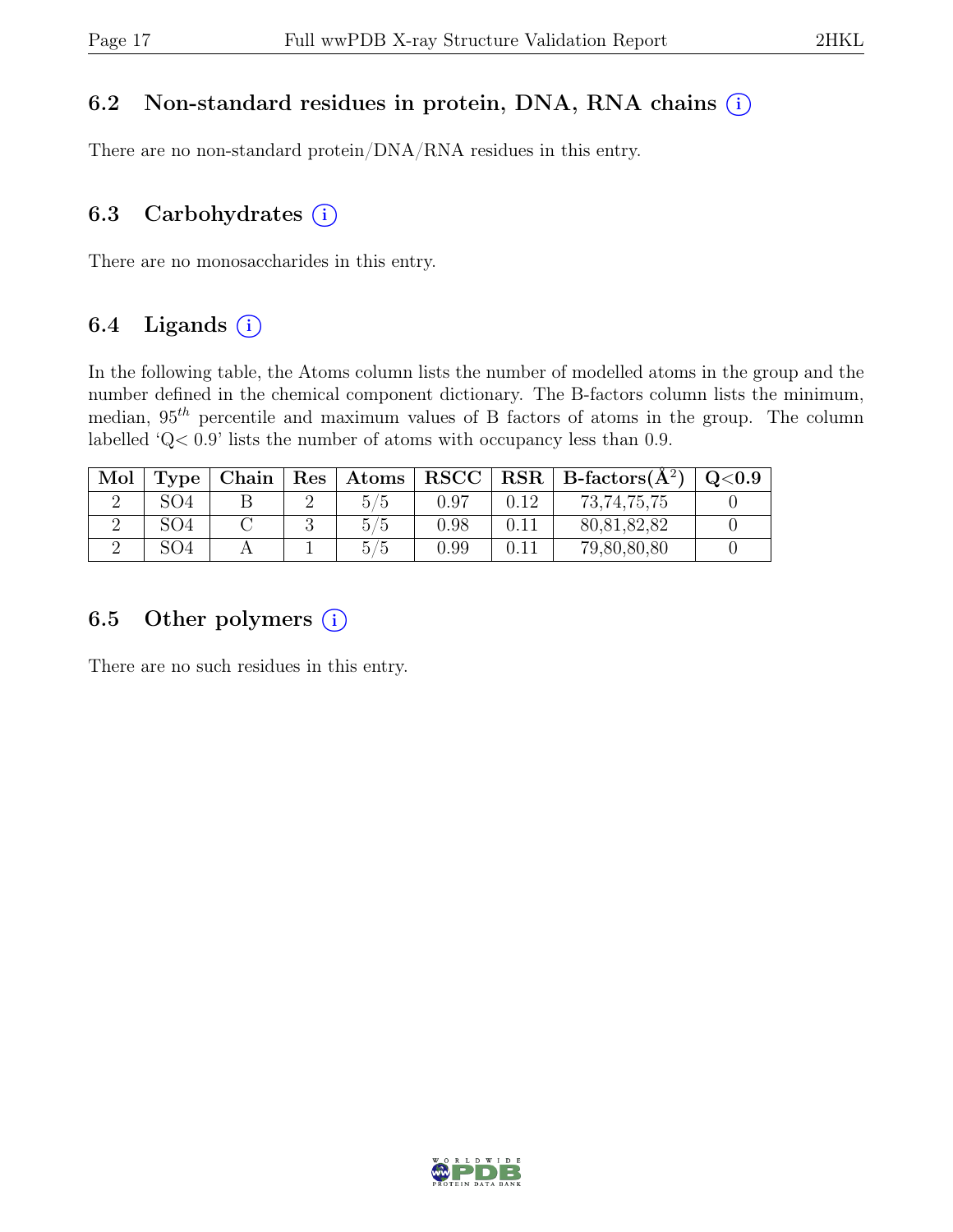### 6.2 Non-standard residues in protein, DNA, RNA chains (i)

There are no non-standard protein/DNA/RNA residues in this entry.

### 6.3 Carbohydrates (i)

There are no monosaccharides in this entry.

### 6.4 Ligands (i)

In the following table, the Atoms column lists the number of modelled atoms in the group and the number defined in the chemical component dictionary. The B-factors column lists the minimum, median, $95^{th}$ percentile and maximum values of B factors of atoms in the group. The column labelled 'Q< 0.9' lists the number of atoms with occupancy less than 0.9.

| Mol | Type | Chain | Res | Atoms | RSCC | RSR | B-factors($Å^2$) | Q<0.9 |
|---|---|---|---|---|---|---|---|---|
| 2 | SO4 | B | 2 | 5/5 | 0.97 | 0.12 | 73,74,75,75 | 0 |
| 2 | SO4 | C | 3 | 5/5 | 0.98 | 0.11 | 80,81,82,82 | 0 |
| 2 | SO4 | A | 1 | 5/5 | 0.99 | 0.11 | 79,80,80,80 | 0 |

### 6.5 Other polymers (i)

There are no such residues in this entry.